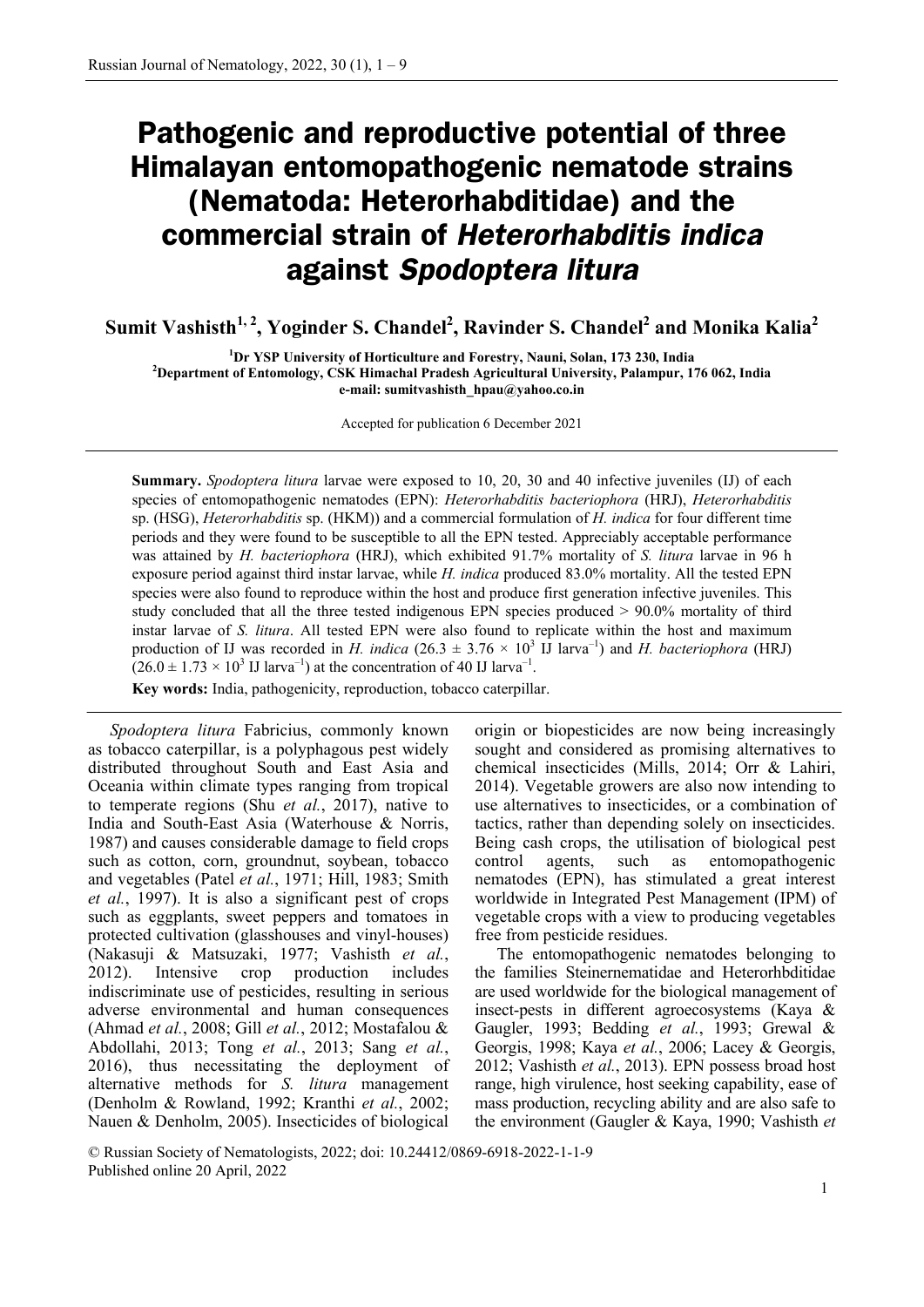# Pathogenic and reproductive potential of three Himalayan entomopathogenic nematode strains (Nematoda: Heterorhabditidae) and the commercial strain of *Heterorhabditis indica* against *Spodoptera litura*

**Sumit Vashisth[1, 2], Yoginder S. Chandel[2], Ravinder S. Chandel[2] and Monika Kalia[2]**

[1]Dr YSP University of Horticulture and Forestry, Nauni, Solan, 173 230, India
[2]Department of Entomology, CSK Himachal Pradesh Agricultural University, Palampur, 176 062, India
e-mail: sumitvashisth_hpau@yahoo.co.in

Accepted for publication 6 December 2021

---

**Summary.** *Spodoptera litura* larvae were exposed to 10, 20, 30 and 40 infective juveniles (IJ) of each species of entomopathogenic nematodes (EPN): *Heterorhabditis bacteriophora* (HRJ), *Heterorhabditis* sp. (HSG), *Heterorhabditis* sp. (HKM)) and a commercial formulation of *H. indica* for four different time periods and they were found to be susceptible to all the EPN tested. Appreciably acceptable performance was attained by *H. bacteriophora* (HRJ), which exhibited 91.7% mortality of *S. litura* larvae in 96 h exposure period against third instar larvae, while *H. indica* produced 83.0% mortality. All the tested EPN species were also found to reproduce within the host and produce first generation infective juveniles. This study concluded that all the three tested indigenous EPN species produced > 90.0% mortality of third instar larvae of *S. litura*. All tested EPN were also found to replicate within the host and maximum production of IJ was recorded in *H. indica* ($26.3 \pm 3.76 \times 10^3$ IJ larva$^{-1}$) and *H. bacteriophora* (HRJ) ($26.0 \pm 1.73 \times 10^3$ IJ larva$^{-1}$) at the concentration of 40 IJ larva$^{-1}$.

**Key words:** India, pathogenicity, reproduction, tobacco caterpillar.

---

*Spodoptera litura* Fabricius, commonly known as tobacco caterpillar, is a polyphagous pest widely distributed throughout South and East Asia and Oceania within climate types ranging from tropical to temperate regions (Shu *et al.*, 2017), native to India and South-East Asia (Waterhouse & Norris, 1987) and causes considerable damage to field crops such as cotton, corn, groundnut, soybean, tobacco and vegetables (Patel *et al.*, 1971; Hill, 1983; Smith *et al.*, 1997). It is also a significant pest of crops such as eggplants, sweet peppers and tomatoes in protected cultivation (glasshouses and vinyl-houses) (Nakasuji & Matsuzaki, 1977; Vashisth *et al.*, 2012). Intensive crop production includes indiscriminate use of pesticides, resulting in serious adverse environmental and human consequences (Ahmad *et al.*, 2008; Gill *et al.*, 2012; Mostafalou & Abdollahi, 2013; Tong *et al.*, 2013; Sang *et al.*, 2016), thus necessitating the deployment of alternative methods for *S. litura* management (Denholm & Rowland, 1992; Kranthi *et al.*, 2002; Nauen & Denholm, 2005). Insecticides of biological origin or biopesticides are now being increasingly sought and considered as promising alternatives to chemical insecticides (Mills, 2014; Orr & Lahiri, 2014). Vegetable growers are also now intending to use alternatives to insecticides, or a combination of tactics, rather than depending solely on insecticides. Being cash crops, the utilisation of biological pest control agents, such as entomopathogenic nematodes (EPN), has stimulated a great interest worldwide in Integrated Pest Management (IPM) of vegetable crops with a view to producing vegetables free from pesticide residues.

The entomopathogenic nematodes belonging to the families Steinernematidae and Heterorhbditidae are used worldwide for the biological management of insect-pests in different agroecosystems (Kaya & Gaugler, 1993; Bedding *et al.*, 1993; Grewal & Georgis, 1998; Kaya *et al.*, 2006; Lacey & Georgis, 2012; Vashisth *et al.*, 2013). EPN possess broad host range, high virulence, host seeking capability, ease of mass production, recycling ability and are also safe to the environment (Gaugler & Kaya, 1990; Vashisth *et*

© Russian Society of Nematologists, 2022; doi: 10.24412/0869-6918-2022-1-1-9
Published online 20 April, 2022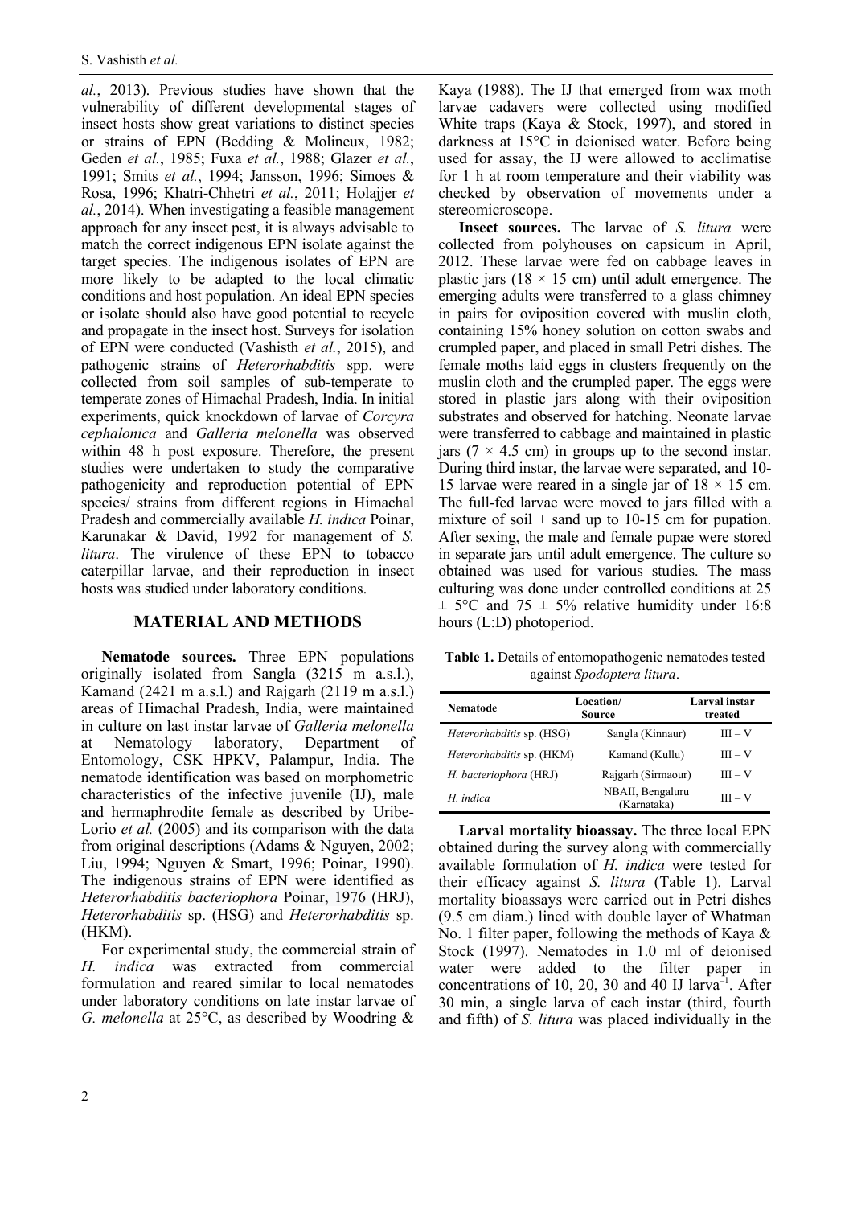*al.*, 2013). Previous studies have shown that the vulnerability of different developmental stages of insect hosts show great variations to distinct species or strains of EPN (Bedding & Molineux, 1982; Geden *et al.*, 1985; Fuxa *et al.*, 1988; Glazer *et al.*, 1991; Smits *et al.*, 1994; Jansson, 1996; Simoes & Rosa, 1996; Khatri-Chhetri *et al.*, 2011; Holajjer *et al.*, 2014). When investigating a feasible management approach for any insect pest, it is always advisable to match the correct indigenous EPN isolate against the target species. The indigenous isolates of EPN are more likely to be adapted to the local climatic conditions and host population. An ideal EPN species or isolate should also have good potential to recycle and propagate in the insect host. Surveys for isolation of EPN were conducted (Vashisth *et al.*, 2015), and pathogenic strains of *Heterorhabditis* spp. were collected from soil samples of sub-temperate to temperate zones of Himachal Pradesh, India. In initial experiments, quick knockdown of larvae of *Corcyra cephalonica* and *Galleria melonella* was observed within 48 h post exposure. Therefore, the present studies were undertaken to study the comparative pathogenicity and reproduction potential of EPN species/ strains from different regions in Himachal Pradesh and commercially available *H. indica* Poinar, Karunakar & David, 1992 for management of *S. litura*. The virulence of these EPN to tobacco caterpillar larvae, and their reproduction in insect hosts was studied under laboratory conditions.

## MATERIAL AND METHODS

**Nematode sources.** Three EPN populations originally isolated from Sangla (3215 m a.s.l.), Kamand (2421 m a.s.l.) and Rajgarh (2119 m a.s.l.) areas of Himachal Pradesh, India, were maintained in culture on last instar larvae of *Galleria melonella* at Nematology laboratory, Department of Entomology, CSK HPKV, Palampur, India. The nematode identification was based on morphometric characteristics of the infective juvenile (IJ), male and hermaphrodite female as described by Uribe-Lorio *et al.* (2005) and its comparison with the data from original descriptions (Adams & Nguyen, 2002; Liu, 1994; Nguyen & Smart, 1996; Poinar, 1990). The indigenous strains of EPN were identified as *Heterorhabditis bacteriophora* Poinar, 1976 (HRJ), *Heterorhabditis* sp. (HSG) and *Heterorhabditis* sp. (HKM).

For experimental study, the commercial strain of *H. indica* was extracted from commercial formulation and reared similar to local nematodes under laboratory conditions on late instar larvae of *G. melonella* at 25°C, as described by Woodring & Kaya (1988). The IJ that emerged from wax moth larvae cadavers were collected using modified White traps (Kaya & Stock, 1997), and stored in darkness at 15°C in deionised water. Before being used for assay, the IJ were allowed to acclimatise for 1 h at room temperature and their viability was checked by observation of movements under a stereomicroscope.

**Insect sources.** The larvae of *S. litura* were collected from polyhouses on capsicum in April, 2012. These larvae were fed on cabbage leaves in plastic jars (18 × 15 cm) until adult emergence. The emerging adults were transferred to a glass chimney in pairs for oviposition covered with muslin cloth, containing 15% honey solution on cotton swabs and crumpled paper, and placed in small Petri dishes. The female moths laid eggs in clusters frequently on the muslin cloth and the crumpled paper. The eggs were stored in plastic jars along with their oviposition substrates and observed for hatching. Neonate larvae were transferred to cabbage and maintained in plastic jars (7 × 4.5 cm) in groups up to the second instar. During third instar, the larvae were separated, and 10-15 larvae were reared in a single jar of 18 × 15 cm. The full-fed larvae were moved to jars filled with a mixture of soil + sand up to 10-15 cm for pupation. After sexing, the male and female pupae were stored in separate jars until adult emergence. The culture so obtained was used for various studies. The mass culturing was done under controlled conditions at 25 ± 5°C and 75 ± 5% relative humidity under 16:8 hours (L:D) photoperiod.

**Table 1.** Details of entomopathogenic nematodes tested against *Spodoptera litura*.

| Nematode | Location/ Source | Larval instar treated |
|---|---|---|
| *Heterorhabditis* sp. (HSG) | Sangla (Kinnaur) | III – V |
| *Heterorhabditis* sp. (HKM) | Kamand (Kullu) | III – V |
| *H. bacteriophora* (HRJ) | Rajgarh (Sirmaour) | III – V |
| *H. indica* | NBAII, Bengaluru (Karnataka) | III – V |

**Larval mortality bioassay.** The three local EPN obtained during the survey along with commercially available formulation of *H. indica* were tested for their efficacy against *S. litura* (Table 1). Larval mortality bioassays were carried out in Petri dishes (9.5 cm diam.) lined with double layer of Whatman No. 1 filter paper, following the methods of Kaya & Stock (1997). Nematodes in 1.0 ml of deionised water were added to the filter paper in concentrations of 10, 20, 30 and 40 IJ larva$^{-1}$. After 30 min, a single larva of each instar (third, fourth and fifth) of *S. litura* was placed individually in the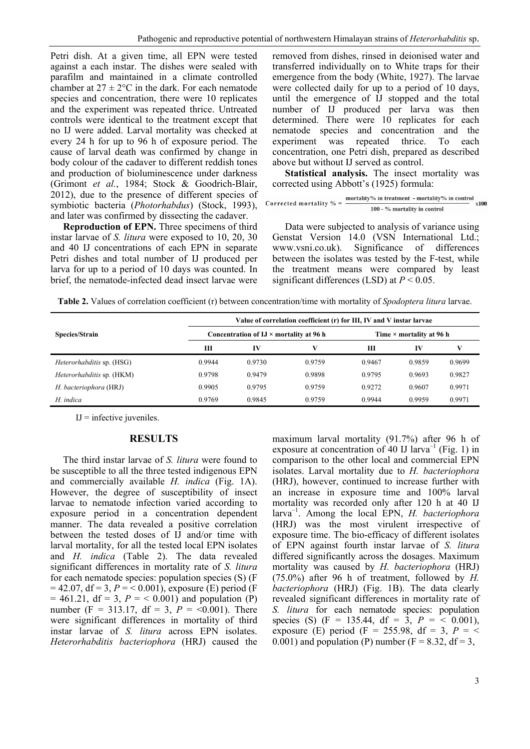Petri dish. At a given time, all EPN were tested against a each instar. The dishes were sealed with parafilm and maintained in a climate controlled chamber at 27 ± 2°C in the dark. For each nematode species and concentration, there were 10 replicates and the experiment was repeated thrice. Untreated controls were identical to the treatment except that no IJ were added. Larval mortality was checked at every 24 h for up to 96 h of exposure period. The cause of larval death was confirmed by change in body colour of the cadaver to different reddish tones and production of bioluminescence under darkness (Grimont *et al.*, 1984; Stock & Goodrich-Blair, 2012), due to the presence of different species of symbiotic bacteria (*Photorhabdus*) (Stock, 1993), and later was confirmed by dissecting the cadaver.

**Reproduction of EPN.** Three specimens of third instar larvae of *S. litura* were exposed to 10, 20, 30 and 40 IJ concentrations of each EPN in separate Petri dishes and total number of IJ produced per larva for up to a period of 10 days was counted. In brief, the nematode-infected dead insect larvae were removed from dishes, rinsed in deionised water and transferred individually on to White traps for their emergence from the body (White, 1927). The larvae were collected daily for up to a period of 10 days, until the emergence of IJ stopped and the total number of IJ produced per larva was then determined. There were 10 replicates for each nematode species and concentration and the experiment was repeated thrice. To each concentration, one Petri dish, prepared as described above but without IJ served as control.

**Statistical analysis.** The insect mortality was corrected using Abbott's (1925) formula:

$$\text{Corrected mortality \%} = \frac{\text{mortality\% in treatment - mortality\% in control}}{\text{100 - \% mortality in control}} \times 100$$

Data were subjected to analysis of variance using Genstat Version 14.0 (VSN International Ltd.; www.vsni.co.uk). Significance of differences between the isolates was tested by the F-test, while the treatment means were compared by least significant differences (LSD) at $P < 0.05$.

**Table 2.** Values of correlation coefficient (r) between concentration/time with mortality of *Spodoptera litura* larvae.

| Species/Strain | Value of correlation coefficient (r) for III, IV and V instar larvae | | | | | |
|---|---|---|---|---|---|---|
| | Concentration of IJ × mortality at 96 h | | | Time × mortality at 96 h | | |
| | III | IV | V | III | IV | V |
| *Heterorhabditis* sp. (HSG) | 0.9944 | 0.9730 | 0.9759 | 0.9467 | 0.9859 | 0.9699 |
| *Heterorhabditis* sp. (HKM) | 0.9798 | 0.9479 | 0.9898 | 0.9795 | 0.9693 | 0.9827 |
| *H. bacteriophora* (HRJ) | 0.9905 | 0.9795 | 0.9759 | 0.9272 | 0.9607 | 0.9971 |
| *H. indica* | 0.9769 | 0.9845 | 0.9759 | 0.9944 | 0.9959 | 0.9971 |

IJ = infective juveniles.

## RESULTS

The third instar larvae of *S. litura* were found to be susceptible to all the three tested indigenous EPN and commercially available *H. indica* (Fig. 1A). However, the degree of susceptibility of insect larvae to nematode infection varied according to exposure period in a concentration dependent manner. The data revealed a positive correlation between the tested doses of IJ and/or time with larval mortality, for all the tested local EPN isolates and *H. indica* (Table 2). The data revealed significant differences in mortality rate of *S. litura* for each nematode species: population species (S) ($F = 42.07$, df = 3, $P = < 0.001$), exposure (E) period ($F = 461.21$, df = 3, $P = < 0.001$) and population (P) number ($F = 313.17$, df = 3, $P = <0.001$). There were significant differences in mortality of third instar larvae of *S. litura* across EPN isolates. *Heterorhabditis bacteriophora* (HRJ) caused the maximum larval mortality (91.7%) after 96 h of exposure at concentration of 40 IJ larva$^{-1}$ (Fig. 1) in comparison to the other local and commercial EPN isolates. Larval mortality due to *H. bacteriophora* (HRJ), however, continued to increase further with an increase in exposure time and 100% larval mortality was recorded only after 120 h at 40 IJ larva$^{-1}$. Among the local EPN, *H. bacteriophora* (HRJ) was the most virulent irrespective of exposure time. The bio-efficacy of different isolates of EPN against fourth instar larvae of *S. litura* differed significantly across the dosages. Maximum mortality was caused by *H. bacteriophora* (HRJ) (75.0%) after 96 h of treatment, followed by *H. bacteriophora* (HRJ) (Fig. 1B). The data clearly revealed significant differences in mortality rate of *S. litura* for each nematode species: population species (S) ($F = 135.44$, df = 3, $P = < 0.001$), exposure (E) period ($F = 255.98$, df = 3, $P = < 0.001$) and population (P) number ($F = 8.32$, df = 3,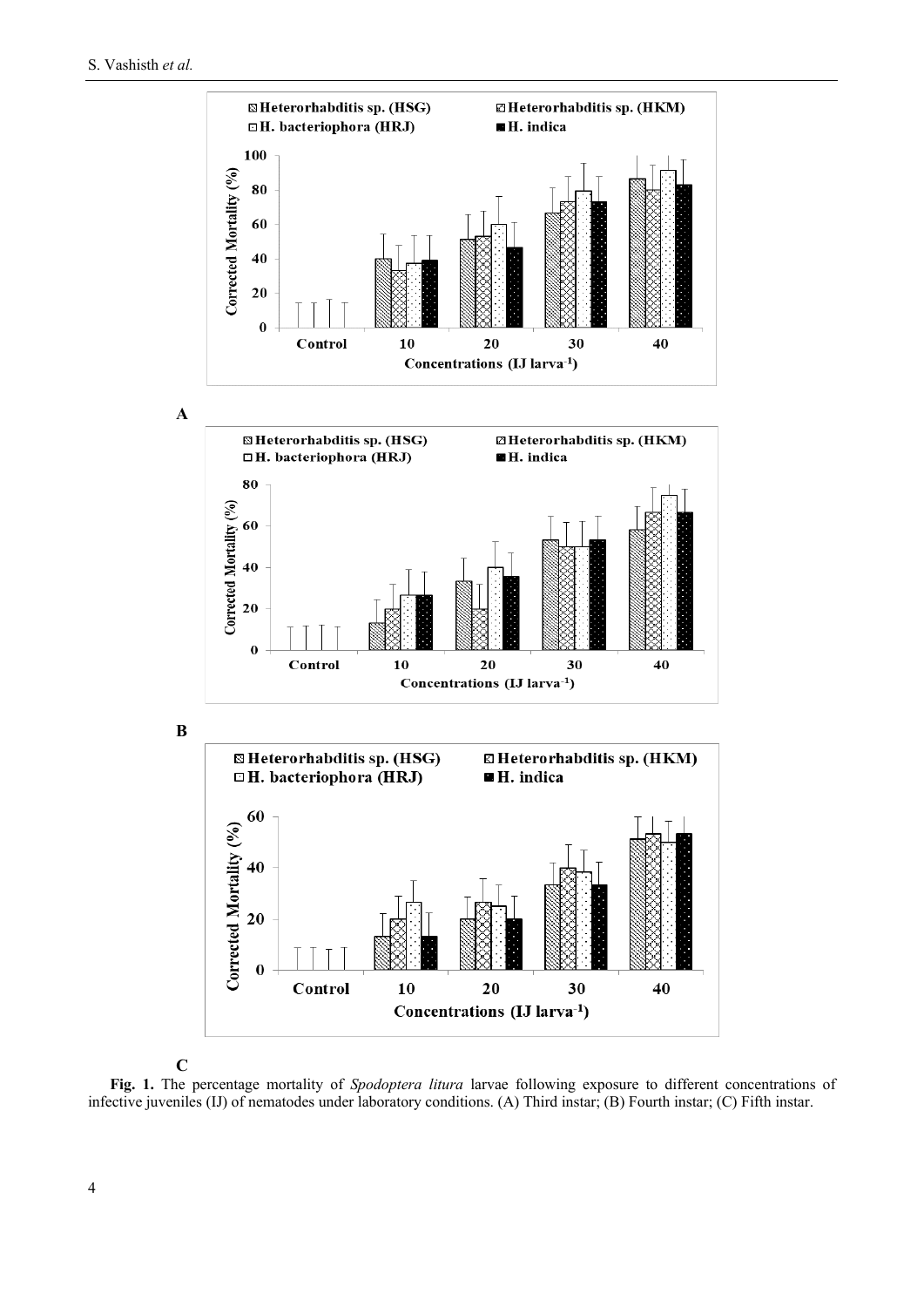**A**

**B**

**C**

**Fig. 1.** The percentage mortality of *Spodoptera litura* larvae following exposure to different concentrations of infective juveniles (IJ) of nematodes under laboratory conditions. (A) Third instar; (B) Fourth instar; (C) Fifth instar.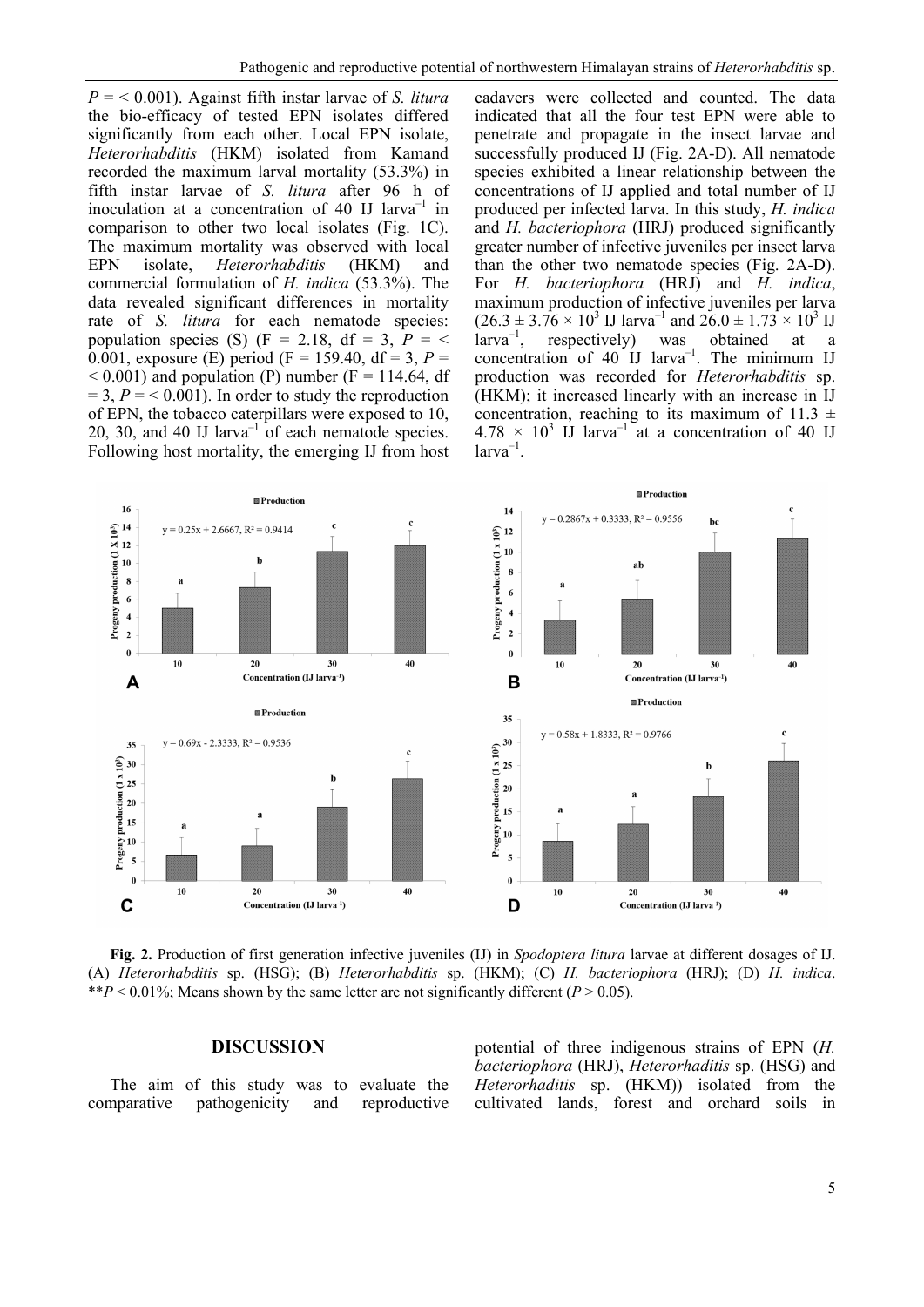$P = < 0.001$). Against fifth instar larvae of *S. litura* the bio-efficacy of tested EPN isolates differed significantly from each other. Local EPN isolate, *Heterorhabditis* (HKM) isolated from Kamand recorded the maximum larval mortality (53.3%) in fifth instar larvae of *S. litura* after 96 h of inoculation at a concentration of 40 IJ larva$^{-1}$ in comparison to other two local isolates (Fig. 1C). The maximum mortality was observed with local EPN isolate, *Heterorhabditis* (HKM) and commercial formulation of *H. indica* (53.3%). The data revealed significant differences in mortality rate of *S. litura* for each nematode species: population species (S) ($F = 2.18$, df = 3, $P = < 0.001$, exposure (E) period ($F = 159.40$, df = 3, $P = < 0.001$) and population (P) number ($F = 114.64$, df = 3, $P = < 0.001$). In order to study the reproduction of EPN, the tobacco caterpillars were exposed to 10, 20, 30, and 40 IJ larva$^{-1}$ of each nematode species. Following host mortality, the emerging IJ from host cadavers were collected and counted. The data indicated that all the four test EPN were able to penetrate and propagate in the insect larvae and successfully produced IJ (Fig. 2A-D). All nematode species exhibited a linear relationship between the concentrations of IJ applied and total number of IJ produced per infected larva. In this study, *H. indica* and *H. bacteriophora* (HRJ) produced significantly greater number of infective juveniles per insect larva than the other two nematode species (Fig. 2A-D). For *H. bacteriophora* (HRJ) and *H. indica*, maximum production of infective juveniles per larva ($26.3 \pm 3.76 \times 10^3$ IJ larva$^{-1}$ and $26.0 \pm 1.73 \times 10^3$ IJ larva$^{-1}$, respectively) was obtained at a concentration of 40 IJ larva$^{-1}$. The minimum IJ production was recorded for *Heterorhabditis* sp. (HKM); it increased linearly with an increase in IJ concentration, reaching to its maximum of $11.3 \pm 4.78 \times 10^3$ IJ larva$^{-1}$ at a concentration of 40 IJ larva$^{-1}$.

**Fig. 2.** Production of first generation infective juveniles (IJ) in *Spodoptera litura* larvae at different dosages of IJ. (A) *Heterorhabditis* sp. (HSG); (B) *Heterorhabditis* sp. (HKM); (C) *H. bacteriophora* (HRJ); (D) *H. indica*. **$P < 0.01\%$; Means shown by the same letter are not significantly different ($P > 0.05$).

## DISCUSSION

The aim of this study was to evaluate the comparative pathogenicity and reproductive potential of three indigenous strains of EPN (*H. bacteriophora* (HRJ), *Heterorhabditis* sp. (HSG) and *Heterorhaditis* sp. (HKM)) isolated from the cultivated lands, forest and orchard soils in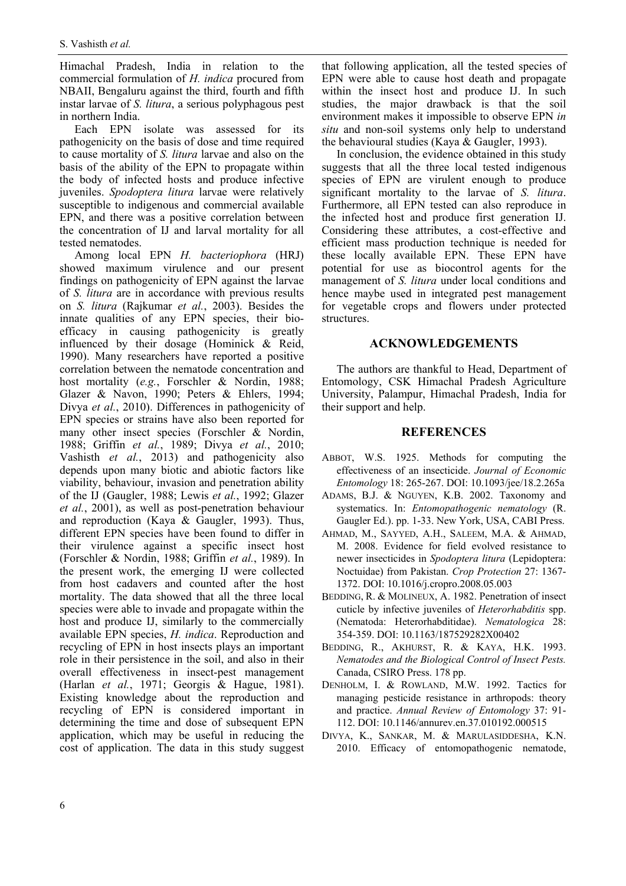Himachal Pradesh, India in relation to the commercial formulation of *H. indica* procured from NBAII, Bengaluru against the third, fourth and fifth instar larvae of *S. litura*, a serious polyphagous pest in northern India.

Each EPN isolate was assessed for its pathogenicity on the basis of dose and time required to cause mortality of *S. litura* larvae and also on the basis of the ability of the EPN to propagate within the body of infected hosts and produce infective juveniles. *Spodoptera litura* larvae were relatively susceptible to indigenous and commercial available EPN, and there was a positive correlation between the concentration of IJ and larval mortality for all tested nematodes.

Among local EPN *H. bacteriophora* (HRJ) showed maximum virulence and our present findings on pathogenicity of EPN against the larvae of *S. litura* are in accordance with previous results on *S. litura* (Rajkumar *et al.*, 2003). Besides the innate qualities of any EPN species, their bio-efficacy in causing pathogenicity is greatly influenced by their dosage (Hominick & Reid, 1990). Many researchers have reported a positive correlation between the nematode concentration and host mortality (*e.g.*, Forschler & Nordin, 1988; Glazer & Navon, 1990; Peters & Ehlers, 1994; Divya *et al.*, 2010). Differences in pathogenicity of EPN species or strains have also been reported for many other insect species (Forschler & Nordin, 1988; Griffin *et al.*, 1989; Divya *et al.*, 2010; Vashisth *et al.*, 2013) and pathogenicity also depends upon many biotic and abiotic factors like viability, behaviour, invasion and penetration ability of the IJ (Gaugler, 1988; Lewis *et al.*, 1992; Glazer *et al.*, 2001), as well as post-penetration behaviour and reproduction (Kaya & Gaugler, 1993). Thus, different EPN species have been found to differ in their virulence against a specific insect host (Forschler & Nordin, 1988; Griffin *et al.*, 1989). In the present work, the emerging IJ were collected from host cadavers and counted after the host mortality. The data showed that all the three local species were able to invade and propagate within the host and produce IJ, similarly to the commercially available EPN species, *H. indica*. Reproduction and recycling of EPN in host insects plays an important role in their persistence in the soil, and also in their overall effectiveness in insect-pest management (Harlan *et al.*, 1971; Georgis & Hague, 1981). Existing knowledge about the reproduction and recycling of EPN is considered important in determining the time and dose of subsequent EPN application, which may be useful in reducing the cost of application. The data in this study suggest that following application, all the tested species of EPN were able to cause host death and propagate within the insect host and produce IJ. In such studies, the major drawback is that the soil environment makes it impossible to observe EPN *in situ* and non-soil systems only help to understand the behavioural studies (Kaya & Gaugler, 1993).

In conclusion, the evidence obtained in this study suggests that all the three local tested indigenous species of EPN are virulent enough to produce significant mortality to the larvae of *S. litura*. Furthermore, all EPN tested can also reproduce in the infected host and produce first generation IJ. Considering these attributes, a cost-effective and efficient mass production technique is needed for these locally available EPN. These EPN have potential for use as biocontrol agents for the management of *S. litura* under local conditions and hence maybe used in integrated pest management for vegetable crops and flowers under protected structures.

## ACKNOWLEDGEMENTS

The authors are thankful to Head, Department of Entomology, CSK Himachal Pradesh Agriculture University, Palampur, Himachal Pradesh, India for their support and help.

## REFERENCES

ABBOT, W.S. 1925. Methods for computing the effectiveness of an insecticide. *Journal of Economic Entomology* 18: 265-267. DOI: 10.1093/jee/18.2.265a

ADAMS, B.J. & NGUYEN, K.B. 2002. Taxonomy and systematics. In: *Entomopathogenic nematology* (R. Gaugler Ed.). pp. 1-33. New York, USA, CABI Press.

AHMAD, M., SAYYED, A.H., SALEEM, M.A. & AHMAD, M. 2008. Evidence for field evolved resistance to newer insecticides in *Spodoptera litura* (Lepidoptera: Noctuidae) from Pakistan. *Crop Protection* 27: 1367-1372. DOI: 10.1016/j.cropro.2008.05.003

BEDDING, R. & MOLINEUX, A. 1982. Penetration of insect cuticle by infective juveniles of *Heterorhabditis* spp. (Nematoda: Heterorhabditidae). *Nematologica* 28: 354-359. DOI: 10.1163/187529282X00402

BEDDING, R., AKHURST, R. & KAYA, H.K. 1993. *Nematodes and the Biological Control of Insect Pests.* Canada, CSIRO Press. 178 pp.

DENHOLM, I. & ROWLAND, M.W. 1992. Tactics for managing pesticide resistance in arthropods: theory and practice. *Annual Review of Entomology* 37: 91-112. DOI: 10.1146/annurev.en.37.010192.000515

DIVYA, K., SANKAR, M. & MARULASIDDESHA, K.N. 2010. Efficacy of entomopathogenic nematode,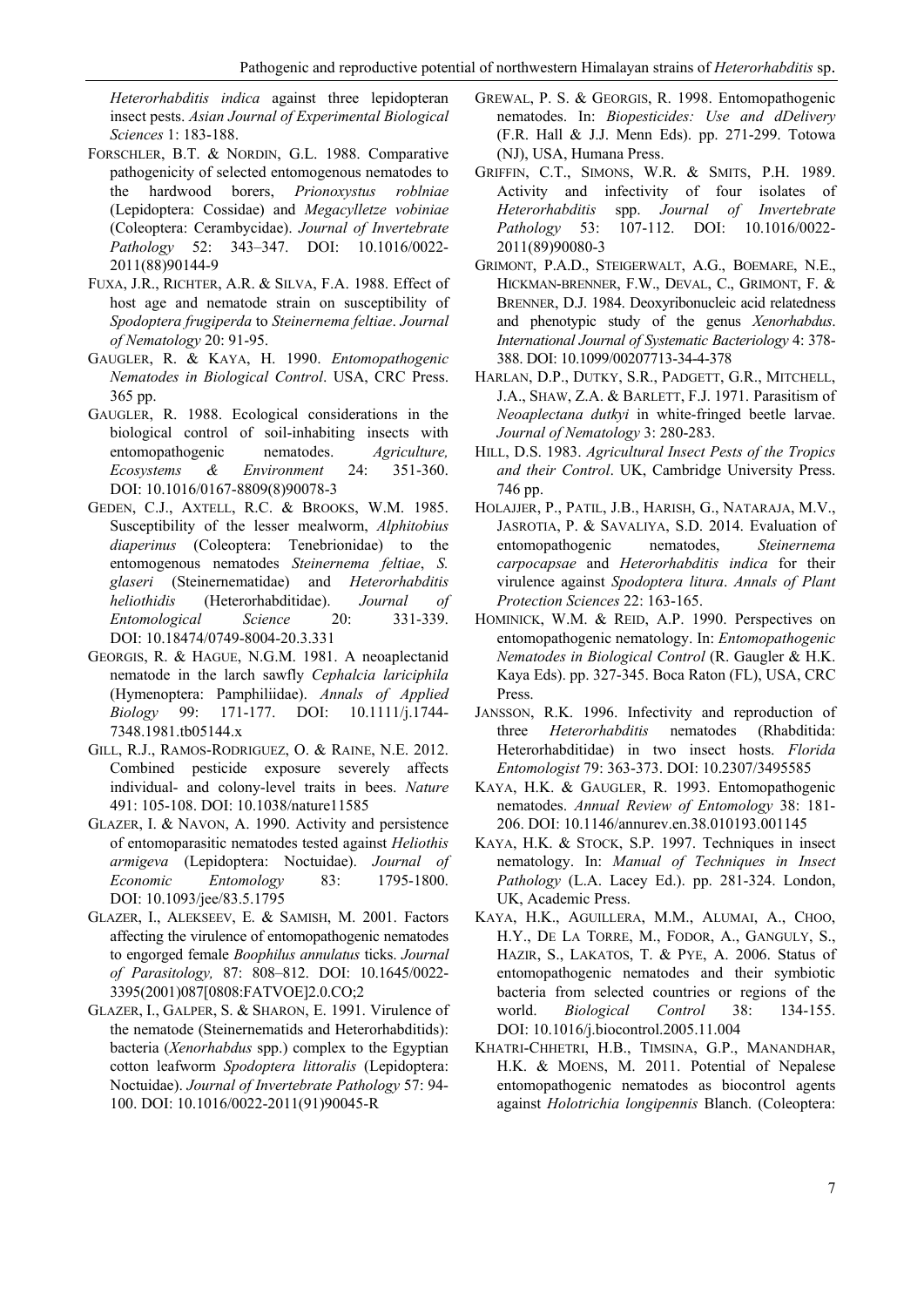*Heterorhabditis indica* against three lepidopteran insect pests. *Asian Journal of Experimental Biological Sciences* 1: 183-188.

FORSCHLER, B.T. & NORDIN, G.L. 1988. Comparative pathogenicity of selected entomogenous nematodes to the hardwood borers, *Prionoxystus roblniae* (Lepidoptera: Cossidae) and *Megacylletze vobiniae* (Coleoptera: Cerambycidae). *Journal of Invertebrate Pathology* 52: 343–347. DOI: 10.1016/0022-2011(88)90144-9

FUXA, J.R., RICHTER, A.R. & SILVA, F.A. 1988. Effect of host age and nematode strain on susceptibility of *Spodoptera frugiperda* to *Steinernema feltiae*. *Journal of Nematology* 20: 91-95.

GAUGLER, R. & KAYA, H. 1990. *Entomopathogenic Nematodes in Biological Control*. USA, CRC Press. 365 pp.

GAUGLER, R. 1988. Ecological considerations in the biological control of soil-inhabiting insects with entomopathogenic nematodes. *Agriculture, Ecosystems & Environment* 24: 351-360. DOI: 10.1016/0167-8809(8)90078-3

GEDEN, C.J., AXTELL, R.C. & BROOKS, W.M. 1985. Susceptibility of the lesser mealworm, *Alphitobius diaperinus* (Coleoptera: Tenebrionidae) to the entomogenous nematodes *Steinernema feltiae*, *S. glaseri* (Steinernematidae) and *Heterorhabditis heliothidis* (Heterorhabditidae). *Journal of Entomological Science* 20: 331-339. DOI: 10.18474/0749-8004-20.3.331

GEORGIS, R. & HAGUE, N.G.M. 1981. A neoaplectanid nematode in the larch sawfly *Cephalcia lariciphila* (Hymenoptera: Pamphiliidae). *Annals of Applied Biology* 99: 171-177. DOI: 10.1111/j.1744-7348.1981.tb05144.x

GILL, R.J., RAMOS-RODRIGUEZ, O. & RAINE, N.E. 2012. Combined pesticide exposure severely affects individual- and colony-level traits in bees. *Nature* 491: 105-108. DOI: 10.1038/nature11585

GLAZER, I. & NAVON, A. 1990. Activity and persistence of entomoparasitic nematodes tested against *Heliothis armigeva* (Lepidoptera: Noctuidae). *Journal of Economic Entomology* 83: 1795-1800. DOI: 10.1093/jee/83.5.1795

GLAZER, I., ALEKSEEV, E. & SAMISH, M. 2001. Factors affecting the virulence of entomopathogenic nematodes to engorged female *Boophilus annulatus* ticks. *Journal of Parasitology,* 87: 808–812. DOI: 10.1645/0022-3395(2001)087[0808:FATVOE]2.0.CO;2

GLAZER, I., GALPER, S. & SHARON, E. 1991. Virulence of the nematode (Steinernematids and Heterorhabditids): bacteria (*Xenorhabdus* spp.) complex to the Egyptian cotton leafworm *Spodoptera littoralis* (Lepidoptera: Noctuidae). *Journal of Invertebrate Pathology* 57: 94-100. DOI: 10.1016/0022-2011(91)90045-R

GREWAL, P. S. & GEORGIS, R. 1998. Entomopathogenic nematodes. In: *Biopesticides: Use and dDelivery* (F.R. Hall & J.J. Menn Eds). pp. 271-299. Totowa (NJ), USA, Humana Press.

GRIFFIN, C.T., SIMONS, W.R. & SMITS, P.H. 1989. Activity and infectivity of four isolates of *Heterorhabditis* spp. *Journal of Invertebrate Pathology* 53: 107-112. DOI: 10.1016/0022-2011(89)90080-3

GRIMONT, P.A.D., STEIGERWALT, A.G., BOEMARE, N.E., HICKMAN-BRENNER, F.W., DEVAL, C., GRIMONT, F. & BRENNER, D.J. 1984. Deoxyribonucleic acid relatedness and phenotypic study of the genus *Xenorhabdus*. *International Journal of Systematic Bacteriology* 4: 378-388. DOI: 10.1099/00207713-34-4-378

HARLAN, D.P., DUTKY, S.R., PADGETT, G.R., MITCHELL, J.A., SHAW, Z.A. & BARLETT, F.J. 1971. Parasitism of *Neoaplectana dutkyi* in white-fringed beetle larvae. *Journal of Nematology* 3: 280-283.

HILL, D.S. 1983. *Agricultural Insect Pests of the Tropics and their Control*. UK, Cambridge University Press. 746 pp.

HOLAJJER, P., PATIL, J.B., HARISH, G., NATARAJA, M.V., JASROTIA, P. & SAVALIYA, S.D. 2014. Evaluation of entomopathogenic nematodes, *Steinernema carpocapsae* and *Heterorhabditis indica* for their virulence against *Spodoptera litura*. *Annals of Plant Protection Sciences* 22: 163-165.

HOMINICK, W.M. & REID, A.P. 1990. Perspectives on entomopathogenic nematology. In: *Entomopathogenic Nematodes in Biological Control* (R. Gaugler & H.K. Kaya Eds). pp. 327-345. Boca Raton (FL), USA, CRC Press.

JANSSON, R.K. 1996. Infectivity and reproduction of three *Heterorhabditis* nematodes (Rhabditida: Heterorhabditidae) in two insect hosts. *Florida Entomologist* 79: 363-373. DOI: 10.2307/3495585

KAYA, H.K. & GAUGLER, R. 1993. Entomopathogenic nematodes. *Annual Review of Entomology* 38: 181-206. DOI: 10.1146/annurev.en.38.010193.001145

KAYA, H.K. & STOCK, S.P. 1997. Techniques in insect nematology. In: *Manual of Techniques in Insect Pathology* (L.A. Lacey Ed.). pp. 281-324. London, UK, Academic Press.

KAYA, H.K., AGUILLERA, M.M., ALUMAI, A., CHOO, H.Y., DE LA TORRE, M., FODOR, A., GANGULY, S., HAZIR, S., LAKATOS, T. & PYE, A. 2006. Status of entomopathogenic nematodes and their symbiotic bacteria from selected countries or regions of the world. *Biological Control* 38: 134-155. DOI: 10.1016/j.biocontrol.2005.11.004

KHATRI-CHHETRI, H.B., TIMSINA, G.P., MANANDHAR, H.K. & MOENS, M. 2011. Potential of Nepalese entomopathogenic nematodes as biocontrol agents against *Holotrichia longipennis* Blanch. (Coleoptera: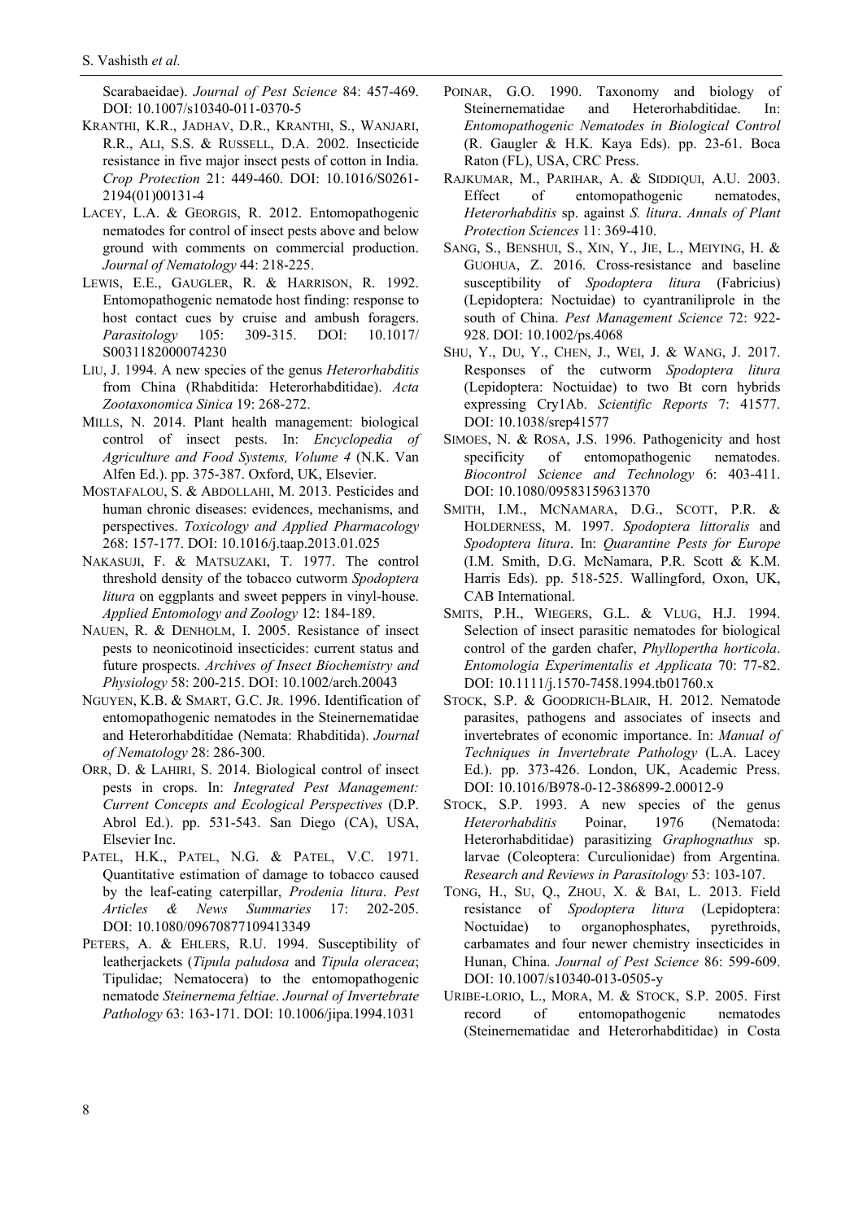Scarabaeidae). *Journal of Pest Science* 84: 457-469. DOI: 10.1007/s10340-011-0370-5

KRANTHI, K.R., JADHAV, D.R., KRANTHI, S., WANJARI, R.R., ALI, S.S. & RUSSELL, D.A. 2002. Insecticide resistance in five major insect pests of cotton in India. *Crop Protection* 21: 449-460. DOI: 10.1016/S0261-2194(01)00131-4

LACEY, L.A. & GEORGIS, R. 2012. Entomopathogenic nematodes for control of insect pests above and below ground with comments on commercial production. *Journal of Nematology* 44: 218-225.

LEWIS, E.E., GAUGLER, R. & HARRISON, R. 1992. Entomopathogenic nematode host finding: response to host contact cues by cruise and ambush foragers. *Parasitology* 105: 309-315. DOI: 10.1017/S0031182000074230

LIU, J. 1994. A new species of the genus *Heterorhabditis* from China (Rhabditida: Heterorhabditidae). *Acta Zootaxonomica Sinica* 19: 268-272.

MILLS, N. 2014. Plant health management: biological control of insect pests. In: *Encyclopedia of Agriculture and Food Systems, Volume 4* (N.K. Van Alfen Ed.). pp. 375-387. Oxford, UK, Elsevier.

MOSTAFALOU, S. & ABDOLLAHI, M. 2013. Pesticides and human chronic diseases: evidences, mechanisms, and perspectives. *Toxicology and Applied Pharmacology* 268: 157-177. DOI: 10.1016/j.taap.2013.01.025

NAKASUJI, F. & MATSUZAKI, T. 1977. The control threshold density of the tobacco cutworm *Spodoptera litura* on eggplants and sweet peppers in vinyl-house. *Applied Entomology and Zoology* 12: 184-189.

NAUEN, R. & DENHOLM, I. 2005. Resistance of insect pests to neonicotinoid insecticides: current status and future prospects. *Archives of Insect Biochemistry and Physiology* 58: 200-215. DOI: 10.1002/arch.20043

NGUYEN, K.B. & SMART, G.C. JR. 1996. Identification of entomopathogenic nematodes in the Steinernematidae and Heterorhabditidae (Nemata: Rhabditida). *Journal of Nematology* 28: 286-300.

ORR, D. & LAHIRI, S. 2014. Biological control of insect pests in crops. In: *Integrated Pest Management: Current Concepts and Ecological Perspectives* (D.P. Abrol Ed.). pp. 531-543. San Diego (CA), USA, Elsevier Inc.

PATEL, H.K., PATEL, N.G. & PATEL, V.C. 1971. Quantitative estimation of damage to tobacco caused by the leaf-eating caterpillar, *Prodenia litura*. *Pest Articles & News Summaries* 17: 202-205. DOI: 10.1080/09670877109413349

PETERS, A. & EHLERS, R.U. 1994. Susceptibility of leatherjackets (*Tipula paludosa* and *Tipula oleracea*; Tipulidae; Nematocera) to the entomopathogenic nematode *Steinernema feltiae*. *Journal of Invertebrate Pathology* 63: 163-171. DOI: 10.1006/jipa.1994.1031

POINAR, G.O. 1990. Taxonomy and biology of Steinernematidae and Heterorhabditidae. In: *Entomopathogenic Nematodes in Biological Control* (R. Gaugler & H.K. Kaya Eds). pp. 23-61. Boca Raton (FL), USA, CRC Press.

RAJKUMAR, M., PARIHAR, A. & SIDDIQUI, A.U. 2003. Effect of entomopathogenic nematodes, *Heterorhabditis* sp. against *S. litura*. *Annals of Plant Protection Sciences* 11: 369-410.

SANG, S., BENSHUI, S., XIN, Y., JIE, L., MEIYING, H. & GUOHUA, Z. 2016. Cross-resistance and baseline susceptibility of *Spodoptera litura* (Fabricius) (Lepidoptera: Noctuidae) to cyantraniliprole in the south of China. *Pest Management Science* 72: 922-928. DOI: 10.1002/ps.4068

SHU, Y., DU, Y., CHEN, J., WEI, J. & WANG, J. 2017. Responses of the cutworm *Spodoptera litura* (Lepidoptera: Noctuidae) to two Bt corn hybrids expressing Cry1Ab. *Scientific Reports* 7: 41577. DOI: 10.1038/srep41577

SIMOES, N. & ROSA, J.S. 1996. Pathogenicity and host specificity of entomopathogenic nematodes. *Biocontrol Science and Technology* 6: 403-411. DOI: 10.1080/09583159631370

SMITH, I.M., MCNAMARA, D.G., SCOTT, P.R. & HOLDERNESS, M. 1997. *Spodoptera littoralis* and *Spodoptera litura*. In: *Quarantine Pests for Europe* (I.M. Smith, D.G. McNamara, P.R. Scott & K.M. Harris Eds). pp. 518-525. Wallingford, Oxon, UK, CAB International.

SMITS, P.H., WIEGERS, G.L. & VLUG, H.J. 1994. Selection of insect parasitic nematodes for biological control of the garden chafer, *Phyllopertha horticola*. *Entomologia Experimentalis et Applicata* 70: 77-82. DOI: 10.1111/j.1570-7458.1994.tb01760.x

STOCK, S.P. & GOODRICH-BLAIR, H. 2012. Nematode parasites, pathogens and associates of insects and invertebrates of economic importance. In: *Manual of Techniques in Invertebrate Pathology* (L.A. Lacey Ed.). pp. 373-426. London, UK, Academic Press. DOI: 10.1016/B978-0-12-386899-2.00012-9

STOCK, S.P. 1993. A new species of the genus *Heterorhabditis* Poinar, 1976 (Nematoda: Heterorhabditidae) parasitizing *Graphognathus* sp. larvae (Coleoptera: Curculionidae) from Argentina. *Research and Reviews in Parasitology* 53: 103-107.

TONG, H., SU, Q., ZHOU, X. & BAI, L. 2013. Field resistance of *Spodoptera litura* (Lepidoptera: Noctuidae) to organophosphates, pyrethroids, carbamates and four newer chemistry insecticides in Hunan, China. *Journal of Pest Science* 86: 599-609. DOI: 10.1007/s10340-013-0505-y

URIBE-LORIO, L., MORA, M. & STOCK, S.P. 2005. First record of entomopathogenic nematodes (Steinernematidae and Heterorhabditidae) in Costa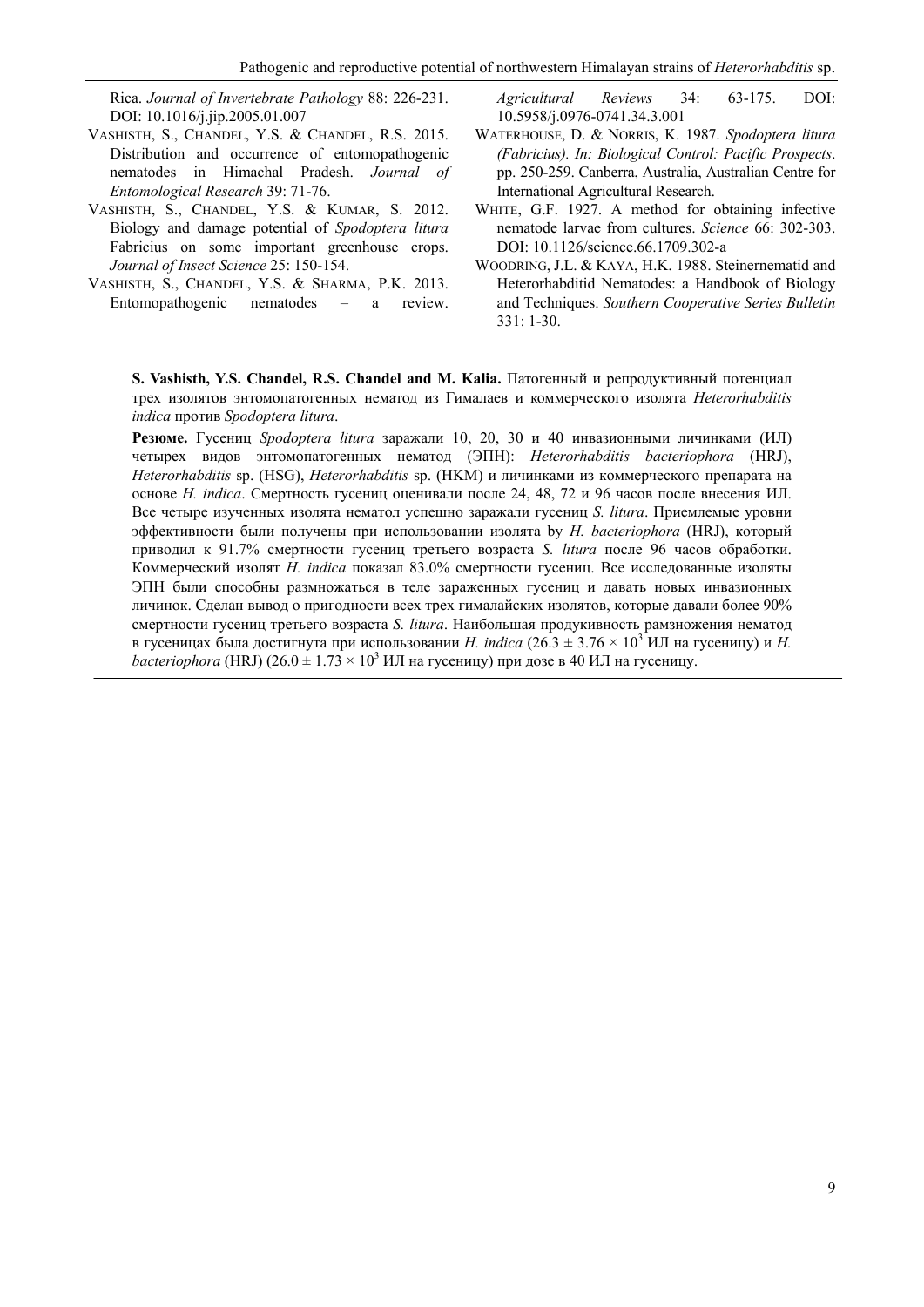Rica. *Journal of Invertebrate Pathology* 88: 226-231. DOI: 10.1016/j.jip.2005.01.007

VASHISTH, S., CHANDEL, Y.S. & CHANDEL, R.S. 2015. Distribution and occurrence of entomopathogenic nematodes in Himachal Pradesh. *Journal of Entomological Research* 39: 71-76.

VASHISTH, S., CHANDEL, Y.S. & KUMAR, S. 2012. Biology and damage potential of *Spodoptera litura* Fabricius on some important greenhouse crops. *Journal of Insect Science* 25: 150-154.

VASHISTH, S., CHANDEL, Y.S. & SHARMA, P.K. 2013. Entomopathogenic nematodes – a review. *Agricultural Reviews* 34: 63-175. DOI: 10.5958/j.0976-0741.34.3.001

WATERHOUSE, D. & NORRIS, K. 1987. *Spodoptera litura (Fabricius). In: Biological Control: Pacific Prospects*. pp. 250-259. Canberra, Australia, Australian Centre for International Agricultural Research.

WHITE, G.F. 1927. A method for obtaining infective nematode larvae from cultures. *Science* 66: 302-303. DOI: 10.1126/science.66.1709.302-a

WOODRING, J.L. & KAYA, H.K. 1988. Steinernematid and Heterorhabditid Nematodes: a Handbook of Biology and Techniques. *Southern Cooperative Series Bulletin* 331: 1-30.

---

**S. Vashisth, Y.S. Chandel, R.S. Chandel and M. Kalia.** Патогенный и репродуктивный потенциал трех изолятов энтомопатогенных нематод из Гималаев и коммерческого изолята *Heterorhabditis indica* против *Spodoptera litura*.

**Резюме.** Гусениц *Spodoptera litura* заражали 10, 20, 30 и 40 инвазионными личинками (ИЛ) четырех видов энтомопатогенных нематод (ЭПН): *Heterorhabditis bacteriophora* (HRJ), *Heterorhabditis* sp. (HSG), *Heterorhabditis* sp. (HKM) и личинками из коммерческого препарата на основе *H. indica*. Смертность гусениц оценивали после 24, 48, 72 и 96 часов после внесения ИЛ. Все четыре изученных изолята нематол успешно заражали гусениц *S. litura*. Приемлемые уровни эффективности были получены при использовании изолята by *H. bacteriophora* (HRJ), который приводил к 91.7% смертности гусениц третьего возраста *S. litura* после 96 часов обработки. Коммерческий изолят *H. indica* показал 83.0% смертности гусениц. Все исследованные изоляты ЭПН были способны размножаться в теле зараженных гусениц и давать новых инвазионных личинок. Сделан вывод о пригодности всех трех гималайских изолятов, которые давали более 90% смертности гусениц третьего возраста *S. litura*. Наибольшая продукивность рамзножения нематод в гусеницах была достигнута при использовании *H. indica* ($26.3 \pm 3.76 \times 10^3$ ИЛ на гусеницу) и *H. bacteriophora* (HRJ) ($26.0 \pm 1.73 \times 10^3$ ИЛ на гусеницу) при дозе в 40 ИЛ на гусеницу.